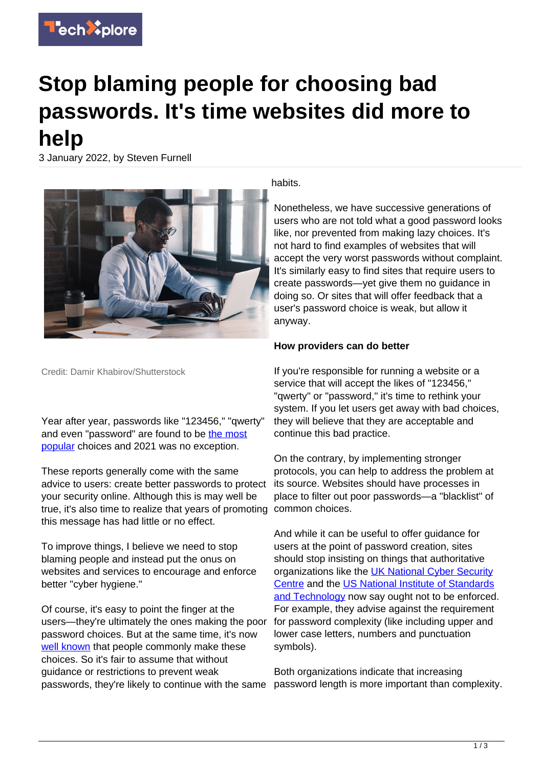# Stop blaming people for choosing bad passwords. It's time websites did more to help

3 January 2022, by Steven Furnell

Credit: Damir Khabirov/Shutterstock

Year after year, passwords like "123456," "qwerty" and even "password" are found to be the most popular choices and 2021 was no exception.

These reports generally come with the same advice to users: create better passwords to protect your security online. Although this is may well be true, it's also time to realize that years of promoting this message has had little or no effect.

To improve things, I believe we need to stop blaming people and instead put the onus on websites and services to encourage and enforce better "cyber hygiene."

Of course, it's easy to point the finger at the users—they're ultimately the ones making the poor password choices. But at the same time, it's now well known that people commonly make these choices. So it's fair to assume that without guidance or restrictions to prevent weak passwords, they're likely to continue with the same habits.

Nonetheless, we have successive generations of users who are not told what a good password looks like, nor prevented from making lazy choices. It's not hard to find examples of websites that will accept the very worst passwords without complaint. It's similarly easy to find sites that require users to create passwords—yet give them no guidance in doing so. Or sites that will offer feedback that a user's password choice is weak, but allow it anyway.

**How providers can do better**

If you're responsible for running a website or a service that will accept the likes of "123456," "qwerty" or "password," it's time to rethink your system. If you let users get away with bad choices, they will believe that they are acceptable and continue this bad practice.

On the contrary, by implementing stronger protocols, you can help to address the problem at its source. Websites should have processes in place to filter out poor passwords—a "blacklist" of common choices.

And while it can be useful to offer guidance for users at the point of password creation, sites should stop insisting on things that authoritative organizations like the UK National Cyber Security Centre and the US National Institute of Standards and Technology now say ought not to be enforced. For example, they advise against the requirement for password complexity (like including upper and lower case letters, numbers and punctuation symbols).

Both organizations indicate that increasing password length is more important than complexity.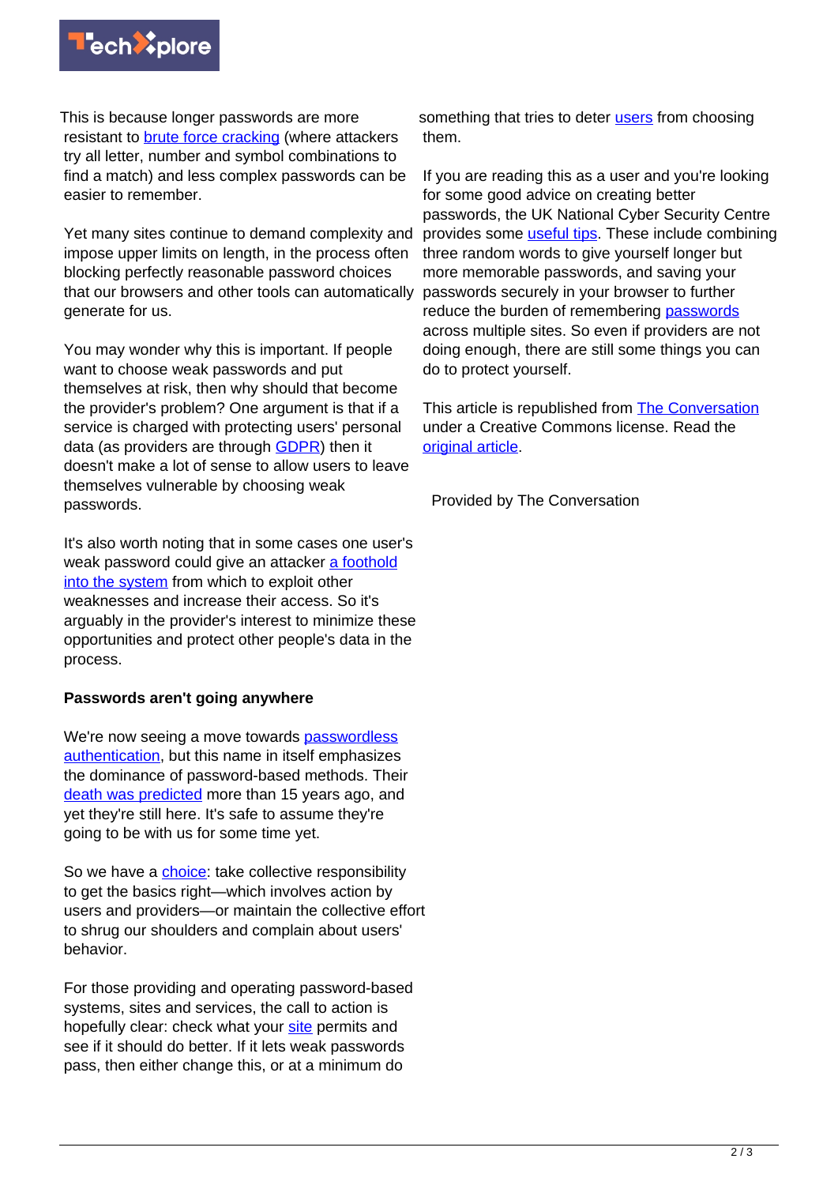This is because longer passwords are more resistant to brute force cracking (where attackers try all letter, number and symbol combinations to find a match) and less complex passwords can be easier to remember.

Yet many sites continue to demand complexity and impose upper limits on length, in the process often blocking perfectly reasonable password choices that our browsers and other tools can automatically generate for us.

You may wonder why this is important. If people want to choose weak passwords and put themselves at risk, then why should that become the provider's problem? One argument is that if a service is charged with protecting users' personal data (as providers are through GDPR) then it doesn't make a lot of sense to allow users to leave themselves vulnerable by choosing weak passwords.

It's also worth noting that in some cases one user's weak password could give an attacker a foothold into the system from which to exploit other weaknesses and increase their access. So it's arguably in the provider's interest to minimize these opportunities and protect other people's data in the process.

**Passwords aren't going anywhere**

We're now seeing a move towards passwordless authentication, but this name in itself emphasizes the dominance of password-based methods. Their death was predicted more than 15 years ago, and yet they're still here. It's safe to assume they're going to be with us for some time yet.

So we have a choice: take collective responsibility to get the basics right—which involves action by users and providers—or maintain the collective effort to shrug our shoulders and complain about users' behavior.

For those providing and operating password-based systems, sites and services, the call to action is hopefully clear: check what your site permits and see if it should do better. If it lets weak passwords pass, then either change this, or at a minimum do something that tries to deter users from choosing them.

If you are reading this as a user and you're looking for some good advice on creating better passwords, the UK National Cyber Security Centre provides some useful tips. These include combining three random words to give yourself longer but more memorable passwords, and saving your passwords securely in your browser to further reduce the burden of remembering passwords across multiple sites. So even if providers are not doing enough, there are still some things you can do to protect yourself.

This article is republished from The Conversation under a Creative Commons license. Read the original article.

Provided by The Conversation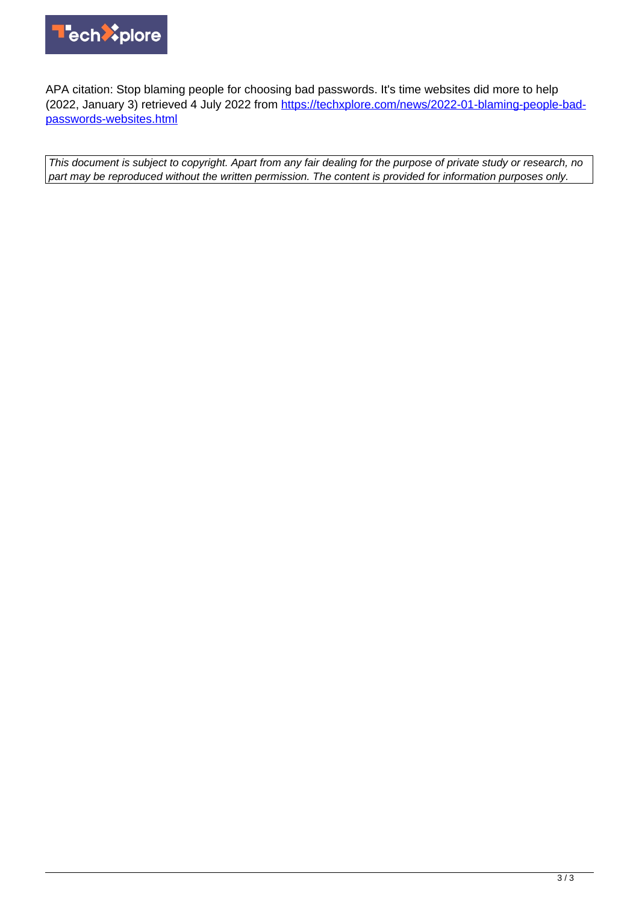APA citation: Stop blaming people for choosing bad passwords. It's time websites did more to help (2022, January 3) retrieved 4 July 2022 from [https://techxplore.com/news/2022-01-blaming-people-bad-passwords-websites.html](https://techxplore.com/news/2022-01-blaming-people-bad-passwords-websites.html)

*This document is subject to copyright. Apart from any fair dealing for the purpose of private study or research, no part may be reproduced without the written permission. The content is provided for information purposes only.*